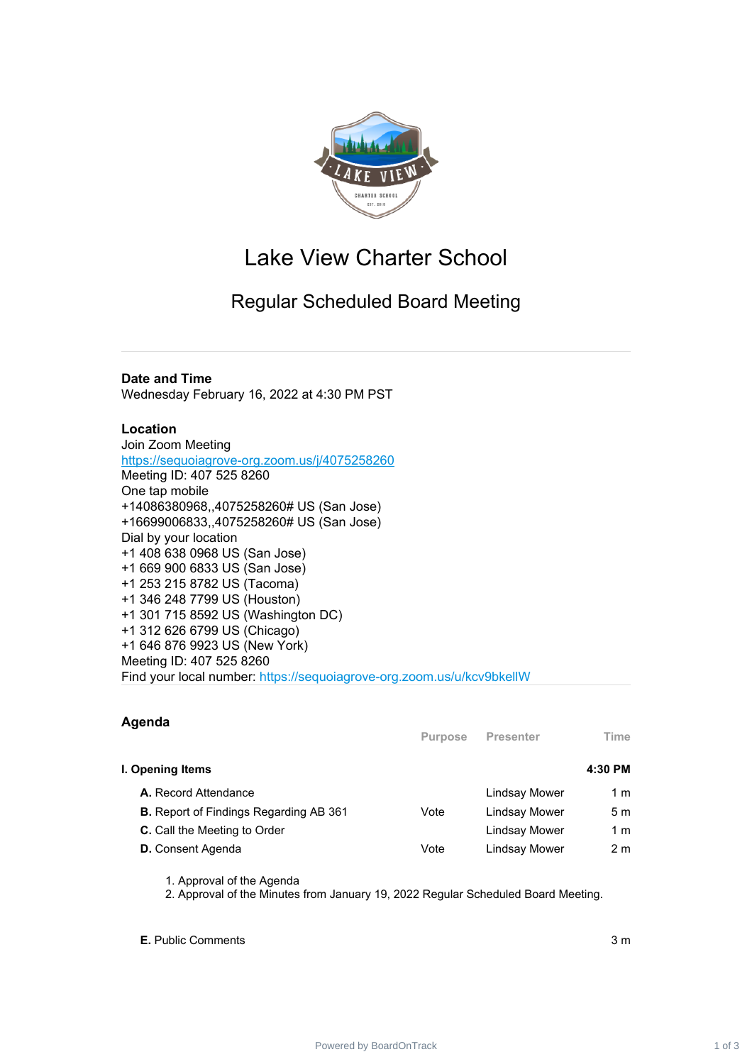# Lake View Charter School

## Regular Scheduled Board Meeting

**Date and Time**

Wednesday February 16, 2022 at 4:30 PM PST

**Location**

Join Zoom Meeting
https://sequoiagrove-org.zoom.us/j/4075258260
Meeting ID: 407 525 8260
One tap mobile
+14086380968,,4075258260# US (San Jose)
+16699006833,,4075258260# US (San Jose)
Dial by your location
+1 408 638 0968 US (San Jose)
+1 669 900 6833 US (San Jose)
+1 253 215 8782 US (Tacoma)
+1 346 248 7799 US (Houston)
+1 301 715 8592 US (Washington DC)
+1 312 626 6799 US (Chicago)
+1 646 876 9923 US (New York)
Meeting ID: 407 525 8260
Find your local number: https://sequoiagrove-org.zoom.us/u/kcv9bkellW

## Agenda

| | Purpose | Presenter | Time |
|---|---|---|---|
| **I. Opening Items** | | | **4:30 PM** |
| **A.** Record Attendance | | Lindsay Mower | 1 m |
| **B.** Report of Findings Regarding AB 361 | Vote | Lindsay Mower | 5 m |
| **C.** Call the Meeting to Order | | Lindsay Mower | 1 m |
| **D.** Consent Agenda | Vote | Lindsay Mower | 2 m |

1. Approval of the Agenda
2. Approval of the Minutes from January 19, 2022 Regular Scheduled Board Meeting.

| | Purpose | Presenter | Time |
|---|---|---|---|
| **E.** Public Comments | | | 3 m |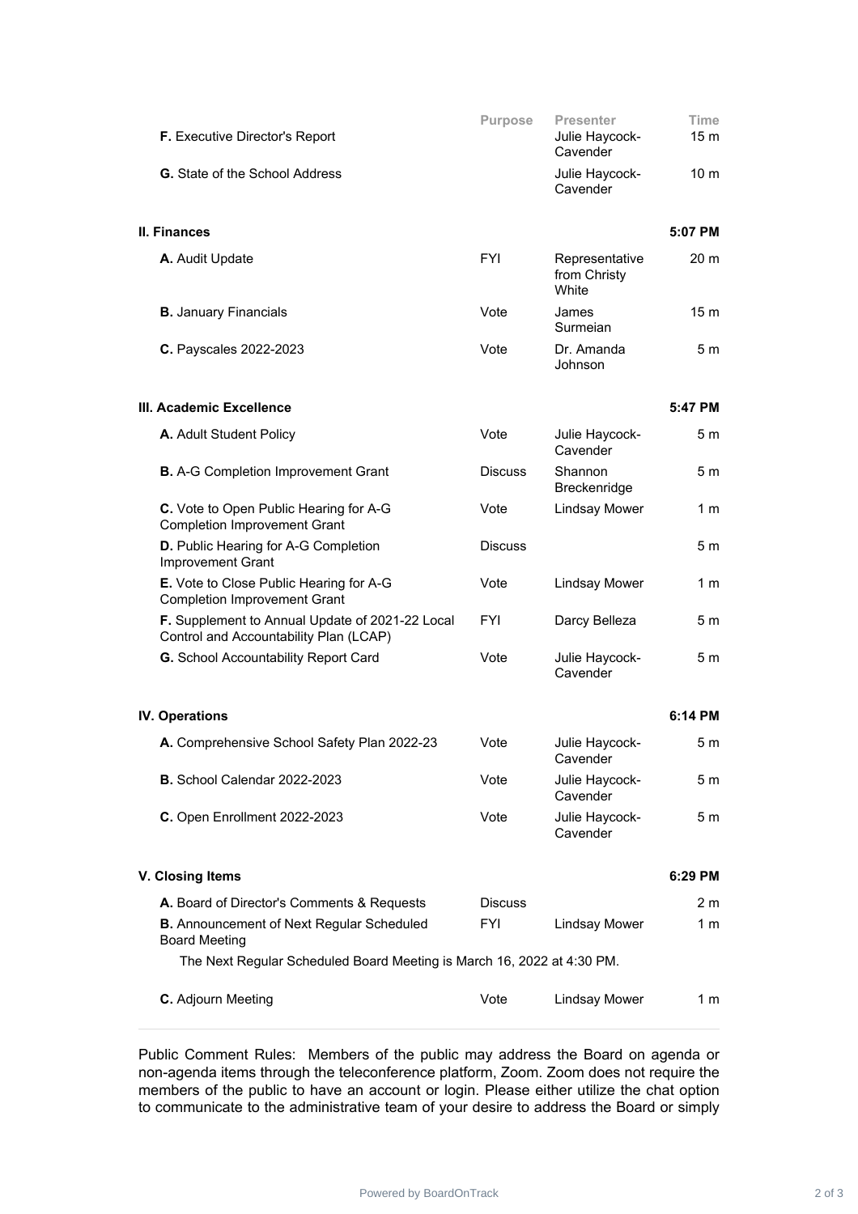| | Purpose | Presenter | Time |
|---|---|---|---|
| **F.** Executive Director's Report | | Julie Haycock-Cavender | 15 m |
| **G.** State of the School Address | | Julie Haycock-Cavender | 10 m |
| **II. Finances** | | | **5:07 PM** |
| **A.** Audit Update | FYI | Representative from Christy White | 20 m |
| **B.** January Financials | Vote | James Surmeian | 15 m |
| **C.** Payscales 2022-2023 | Vote | Dr. Amanda Johnson | 5 m |
| **III. Academic Excellence** | | | **5:47 PM** |
| **A.** Adult Student Policy | Vote | Julie Haycock-Cavender | 5 m |
| **B.** A-G Completion Improvement Grant | Discuss | Shannon Breckenridge | 5 m |
| **C.** Vote to Open Public Hearing for A-G Completion Improvement Grant | Vote | Lindsay Mower | 1 m |
| **D.** Public Hearing for A-G Completion Improvement Grant | Discuss | | 5 m |
| **E.** Vote to Close Public Hearing for A-G Completion Improvement Grant | Vote | Lindsay Mower | 1 m |
| **F.** Supplement to Annual Update of 2021-22 Local Control and Accountability Plan (LCAP) | FYI | Darcy Belleza | 5 m |
| **G.** School Accountability Report Card | Vote | Julie Haycock-Cavender | 5 m |
| **IV. Operations** | | | **6:14 PM** |
| **A.** Comprehensive School Safety Plan 2022-23 | Vote | Julie Haycock-Cavender | 5 m |
| **B.** School Calendar 2022-2023 | Vote | Julie Haycock-Cavender | 5 m |
| **C.** Open Enrollment 2022-2023 | Vote | Julie Haycock-Cavender | 5 m |
| **V. Closing Items** | | | **6:29 PM** |
| **A.** Board of Director's Comments & Requests | Discuss | | 2 m |
| **B.** Announcement of Next Regular Scheduled Board Meeting | FYI | Lindsay Mower | 1 m |
| The Next Regular Scheduled Board Meeting is March 16, 2022 at 4:30 PM. | | | |
| **C.** Adjourn Meeting | Vote | Lindsay Mower | 1 m |

Public Comment Rules: Members of the public may address the Board on agenda or non-agenda items through the teleconference platform, Zoom. Zoom does not require the members of the public to have an account or login. Please either utilize the chat option to communicate to the administrative team of your desire to address the Board or simply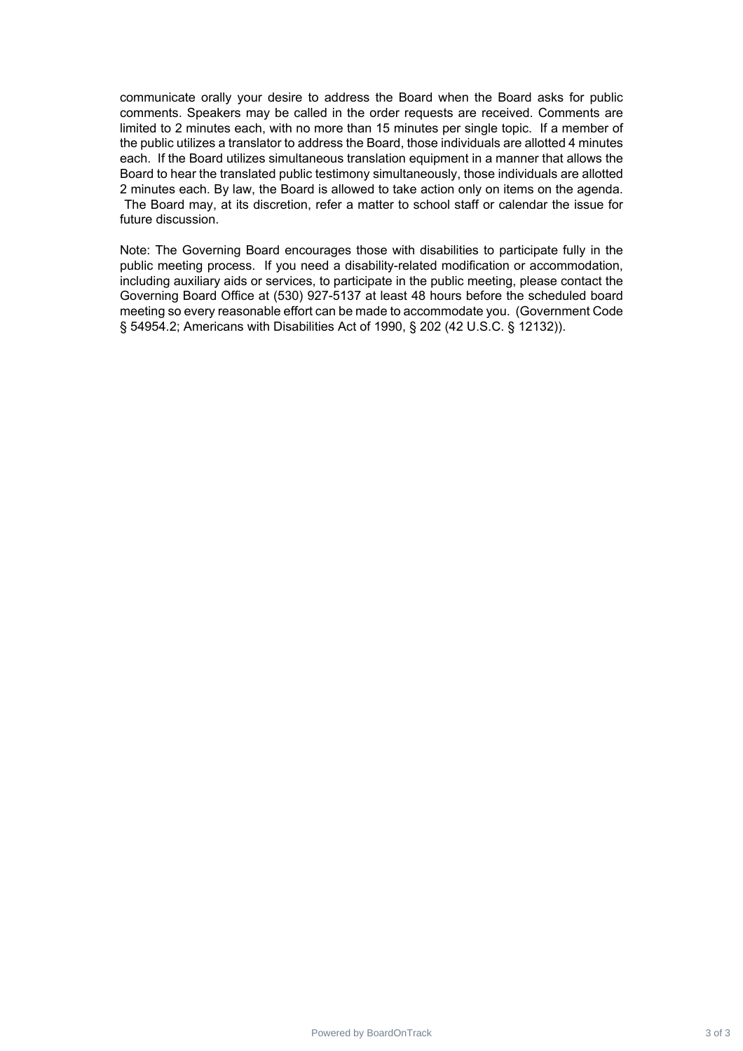communicate orally your desire to address the Board when the Board asks for public comments. Speakers may be called in the order requests are received. Comments are limited to 2 minutes each, with no more than 15 minutes per single topic. If a member of the public utilizes a translator to address the Board, those individuals are allotted 4 minutes each. If the Board utilizes simultaneous translation equipment in a manner that allows the Board to hear the translated public testimony simultaneously, those individuals are allotted 2 minutes each. By law, the Board is allowed to take action only on items on the agenda. The Board may, at its discretion, refer a matter to school staff or calendar the issue for future discussion.

Note: The Governing Board encourages those with disabilities to participate fully in the public meeting process. If you need a disability-related modification or accommodation, including auxiliary aids or services, to participate in the public meeting, please contact the Governing Board Office at (530) 927-5137 at least 48 hours before the scheduled board meeting so every reasonable effort can be made to accommodate you. (Government Code § 54954.2; Americans with Disabilities Act of 1990, § 202 (42 U.S.C. § 12132)).